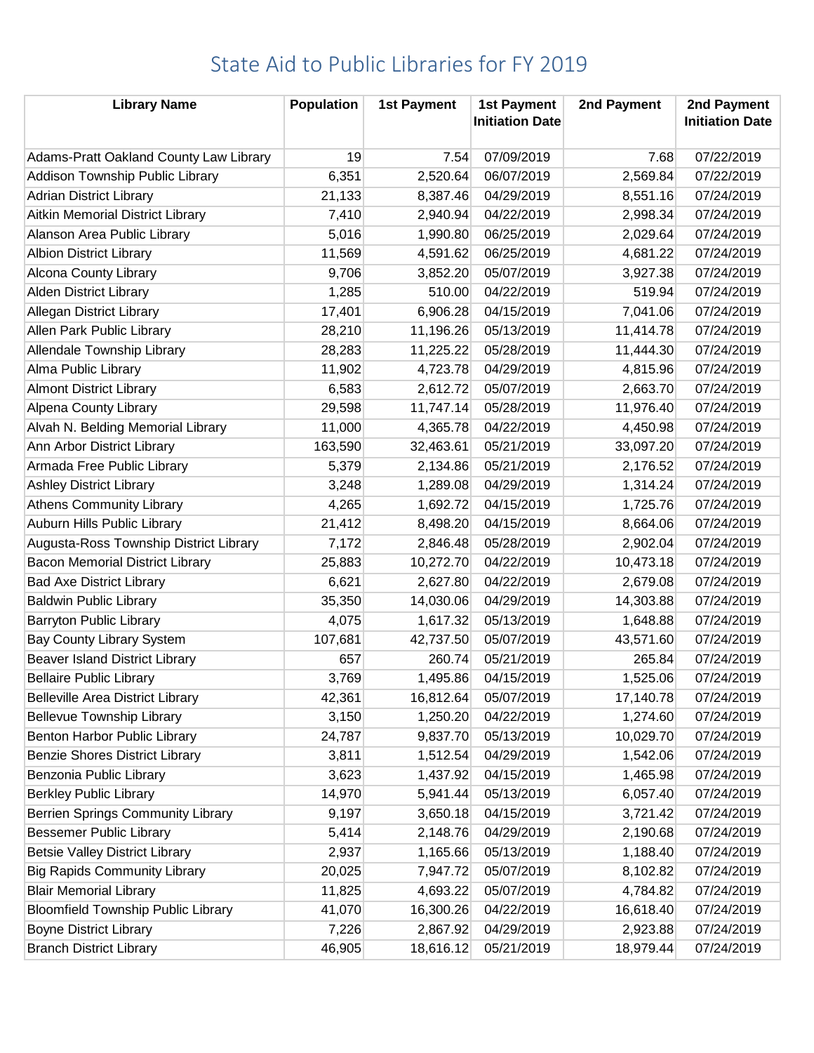# State Aid to Public Libraries for FY 2019

| Library Name | Population | 1st Payment | 1st Payment Initiation Date | 2nd Payment | 2nd Payment Initiation Date |
|---|---|---|---|---|---|
| Adams-Pratt Oakland County Law Library | 19 | 7.54 | 07/09/2019 | 7.68 | 07/22/2019 |
| Addison Township Public Library | 6,351 | 2,520.64 | 06/07/2019 | 2,569.84 | 07/22/2019 |
| Adrian District Library | 21,133 | 8,387.46 | 04/29/2019 | 8,551.16 | 07/24/2019 |
| Aitkin Memorial District Library | 7,410 | 2,940.94 | 04/22/2019 | 2,998.34 | 07/24/2019 |
| Alanson Area Public Library | 5,016 | 1,990.80 | 06/25/2019 | 2,029.64 | 07/24/2019 |
| Albion District Library | 11,569 | 4,591.62 | 06/25/2019 | 4,681.22 | 07/24/2019 |
| Alcona County Library | 9,706 | 3,852.20 | 05/07/2019 | 3,927.38 | 07/24/2019 |
| Alden District Library | 1,285 | 510.00 | 04/22/2019 | 519.94 | 07/24/2019 |
| Allegan District Library | 17,401 | 6,906.28 | 04/15/2019 | 7,041.06 | 07/24/2019 |
| Allen Park Public Library | 28,210 | 11,196.26 | 05/13/2019 | 11,414.78 | 07/24/2019 |
| Allendale Township Library | 28,283 | 11,225.22 | 05/28/2019 | 11,444.30 | 07/24/2019 |
| Alma Public Library | 11,902 | 4,723.78 | 04/29/2019 | 4,815.96 | 07/24/2019 |
| Almont District Library | 6,583 | 2,612.72 | 05/07/2019 | 2,663.70 | 07/24/2019 |
| Alpena County Library | 29,598 | 11,747.14 | 05/28/2019 | 11,976.40 | 07/24/2019 |
| Alvah N. Belding Memorial Library | 11,000 | 4,365.78 | 04/22/2019 | 4,450.98 | 07/24/2019 |
| Ann Arbor District Library | 163,590 | 32,463.61 | 05/21/2019 | 33,097.20 | 07/24/2019 |
| Armada Free Public Library | 5,379 | 2,134.86 | 05/21/2019 | 2,176.52 | 07/24/2019 |
| Ashley District Library | 3,248 | 1,289.08 | 04/29/2019 | 1,314.24 | 07/24/2019 |
| Athens Community Library | 4,265 | 1,692.72 | 04/15/2019 | 1,725.76 | 07/24/2019 |
| Auburn Hills Public Library | 21,412 | 8,498.20 | 04/15/2019 | 8,664.06 | 07/24/2019 |
| Augusta-Ross Township District Library | 7,172 | 2,846.48 | 05/28/2019 | 2,902.04 | 07/24/2019 |
| Bacon Memorial District Library | 25,883 | 10,272.70 | 04/22/2019 | 10,473.18 | 07/24/2019 |
| Bad Axe District Library | 6,621 | 2,627.80 | 04/22/2019 | 2,679.08 | 07/24/2019 |
| Baldwin Public Library | 35,350 | 14,030.06 | 04/29/2019 | 14,303.88 | 07/24/2019 |
| Barryton Public Library | 4,075 | 1,617.32 | 05/13/2019 | 1,648.88 | 07/24/2019 |
| Bay County Library System | 107,681 | 42,737.50 | 05/07/2019 | 43,571.60 | 07/24/2019 |
| Beaver Island District Library | 657 | 260.74 | 05/21/2019 | 265.84 | 07/24/2019 |
| Bellaire Public Library | 3,769 | 1,495.86 | 04/15/2019 | 1,525.06 | 07/24/2019 |
| Belleville Area District Library | 42,361 | 16,812.64 | 05/07/2019 | 17,140.78 | 07/24/2019 |
| Bellevue Township Library | 3,150 | 1,250.20 | 04/22/2019 | 1,274.60 | 07/24/2019 |
| Benton Harbor Public Library | 24,787 | 9,837.70 | 05/13/2019 | 10,029.70 | 07/24/2019 |
| Benzie Shores District Library | 3,811 | 1,512.54 | 04/29/2019 | 1,542.06 | 07/24/2019 |
| Benzonia Public Library | 3,623 | 1,437.92 | 04/15/2019 | 1,465.98 | 07/24/2019 |
| Berkley Public Library | 14,970 | 5,941.44 | 05/13/2019 | 6,057.40 | 07/24/2019 |
| Berrien Springs Community Library | 9,197 | 3,650.18 | 04/15/2019 | 3,721.42 | 07/24/2019 |
| Bessemer Public Library | 5,414 | 2,148.76 | 04/29/2019 | 2,190.68 | 07/24/2019 |
| Betsie Valley District Library | 2,937 | 1,165.66 | 05/13/2019 | 1,188.40 | 07/24/2019 |
| Big Rapids Community Library | 20,025 | 7,947.72 | 05/07/2019 | 8,102.82 | 07/24/2019 |
| Blair Memorial Library | 11,825 | 4,693.22 | 05/07/2019 | 4,784.82 | 07/24/2019 |
| Bloomfield Township Public Library | 41,070 | 16,300.26 | 04/22/2019 | 16,618.40 | 07/24/2019 |
| Boyne District Library | 7,226 | 2,867.92 | 04/29/2019 | 2,923.88 | 07/24/2019 |
| Branch District Library | 46,905 | 18,616.12 | 05/21/2019 | 18,979.44 | 07/24/2019 |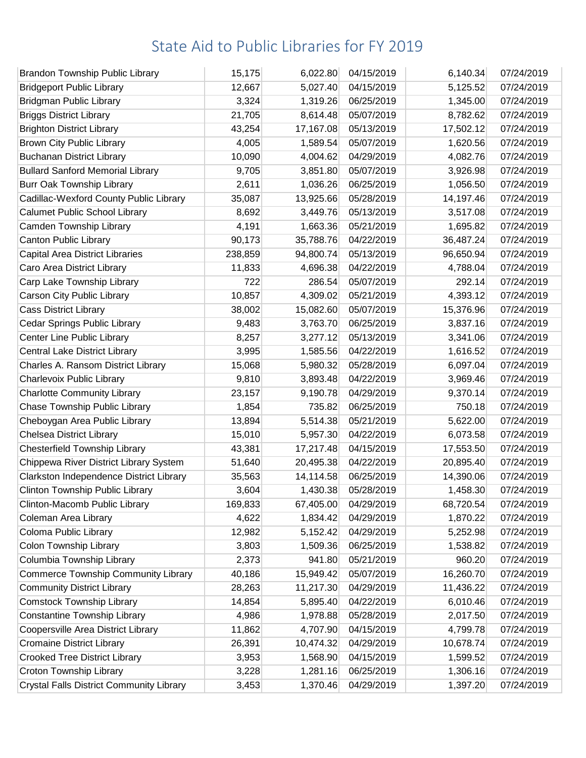# State Aid to Public Libraries for FY 2019

| | | | | | |
|---|---|---|---|---|---|
| Brandon Township Public Library | 15,175 | 6,022.80 | 04/15/2019 | 6,140.34 | 07/24/2019 |
| Bridgeport Public Library | 12,667 | 5,027.40 | 04/15/2019 | 5,125.52 | 07/24/2019 |
| Bridgman Public Library | 3,324 | 1,319.26 | 06/25/2019 | 1,345.00 | 07/24/2019 |
| Briggs District Library | 21,705 | 8,614.48 | 05/07/2019 | 8,782.62 | 07/24/2019 |
| Brighton District Library | 43,254 | 17,167.08 | 05/13/2019 | 17,502.12 | 07/24/2019 |
| Brown City Public Library | 4,005 | 1,589.54 | 05/07/2019 | 1,620.56 | 07/24/2019 |
| Buchanan District Library | 10,090 | 4,004.62 | 04/29/2019 | 4,082.76 | 07/24/2019 |
| Bullard Sanford Memorial Library | 9,705 | 3,851.80 | 05/07/2019 | 3,926.98 | 07/24/2019 |
| Burr Oak Township Library | 2,611 | 1,036.26 | 06/25/2019 | 1,056.50 | 07/24/2019 |
| Cadillac-Wexford County Public Library | 35,087 | 13,925.66 | 05/28/2019 | 14,197.46 | 07/24/2019 |
| Calumet Public School Library | 8,692 | 3,449.76 | 05/13/2019 | 3,517.08 | 07/24/2019 |
| Camden Township Library | 4,191 | 1,663.36 | 05/21/2019 | 1,695.82 | 07/24/2019 |
| Canton Public Library | 90,173 | 35,788.76 | 04/22/2019 | 36,487.24 | 07/24/2019 |
| Capital Area District Libraries | 238,859 | 94,800.74 | 05/13/2019 | 96,650.94 | 07/24/2019 |
| Caro Area District Library | 11,833 | 4,696.38 | 04/22/2019 | 4,788.04 | 07/24/2019 |
| Carp Lake Township Library | 722 | 286.54 | 05/07/2019 | 292.14 | 07/24/2019 |
| Carson City Public Library | 10,857 | 4,309.02 | 05/21/2019 | 4,393.12 | 07/24/2019 |
| Cass District Library | 38,002 | 15,082.60 | 05/07/2019 | 15,376.96 | 07/24/2019 |
| Cedar Springs Public Library | 9,483 | 3,763.70 | 06/25/2019 | 3,837.16 | 07/24/2019 |
| Center Line Public Library | 8,257 | 3,277.12 | 05/13/2019 | 3,341.06 | 07/24/2019 |
| Central Lake District Library | 3,995 | 1,585.56 | 04/22/2019 | 1,616.52 | 07/24/2019 |
| Charles A. Ransom District Library | 15,068 | 5,980.32 | 05/28/2019 | 6,097.04 | 07/24/2019 |
| Charlevoix Public Library | 9,810 | 3,893.48 | 04/22/2019 | 3,969.46 | 07/24/2019 |
| Charlotte Community Library | 23,157 | 9,190.78 | 04/29/2019 | 9,370.14 | 07/24/2019 |
| Chase Township Public Library | 1,854 | 735.82 | 06/25/2019 | 750.18 | 07/24/2019 |
| Cheboygan Area Public Library | 13,894 | 5,514.38 | 05/21/2019 | 5,622.00 | 07/24/2019 |
| Chelsea District Library | 15,010 | 5,957.30 | 04/22/2019 | 6,073.58 | 07/24/2019 |
| Chesterfield Township Library | 43,381 | 17,217.48 | 04/15/2019 | 17,553.50 | 07/24/2019 |
| Chippewa River District Library System | 51,640 | 20,495.38 | 04/22/2019 | 20,895.40 | 07/24/2019 |
| Clarkston Independence District Library | 35,563 | 14,114.58 | 06/25/2019 | 14,390.06 | 07/24/2019 |
| Clinton Township Public Library | 3,604 | 1,430.38 | 05/28/2019 | 1,458.30 | 07/24/2019 |
| Clinton-Macomb Public Library | 169,833 | 67,405.00 | 04/29/2019 | 68,720.54 | 07/24/2019 |
| Coleman Area Library | 4,622 | 1,834.42 | 04/29/2019 | 1,870.22 | 07/24/2019 |
| Coloma Public Library | 12,982 | 5,152.42 | 04/29/2019 | 5,252.98 | 07/24/2019 |
| Colon Township Library | 3,803 | 1,509.36 | 06/25/2019 | 1,538.82 | 07/24/2019 |
| Columbia Township Library | 2,373 | 941.80 | 05/21/2019 | 960.20 | 07/24/2019 |
| Commerce Township Community Library | 40,186 | 15,949.42 | 05/07/2019 | 16,260.70 | 07/24/2019 |
| Community District Library | 28,263 | 11,217.30 | 04/29/2019 | 11,436.22 | 07/24/2019 |
| Comstock Township Library | 14,854 | 5,895.40 | 04/22/2019 | 6,010.46 | 07/24/2019 |
| Constantine Township Library | 4,986 | 1,978.88 | 05/28/2019 | 2,017.50 | 07/24/2019 |
| Coopersville Area District Library | 11,862 | 4,707.90 | 04/15/2019 | 4,799.78 | 07/24/2019 |
| Cromaine District Library | 26,391 | 10,474.32 | 04/29/2019 | 10,678.74 | 07/24/2019 |
| Crooked Tree District Library | 3,953 | 1,568.90 | 04/15/2019 | 1,599.52 | 07/24/2019 |
| Croton Township Library | 3,228 | 1,281.16 | 06/25/2019 | 1,306.16 | 07/24/2019 |
| Crystal Falls District Community Library | 3,453 | 1,370.46 | 04/29/2019 | 1,397.20 | 07/24/2019 |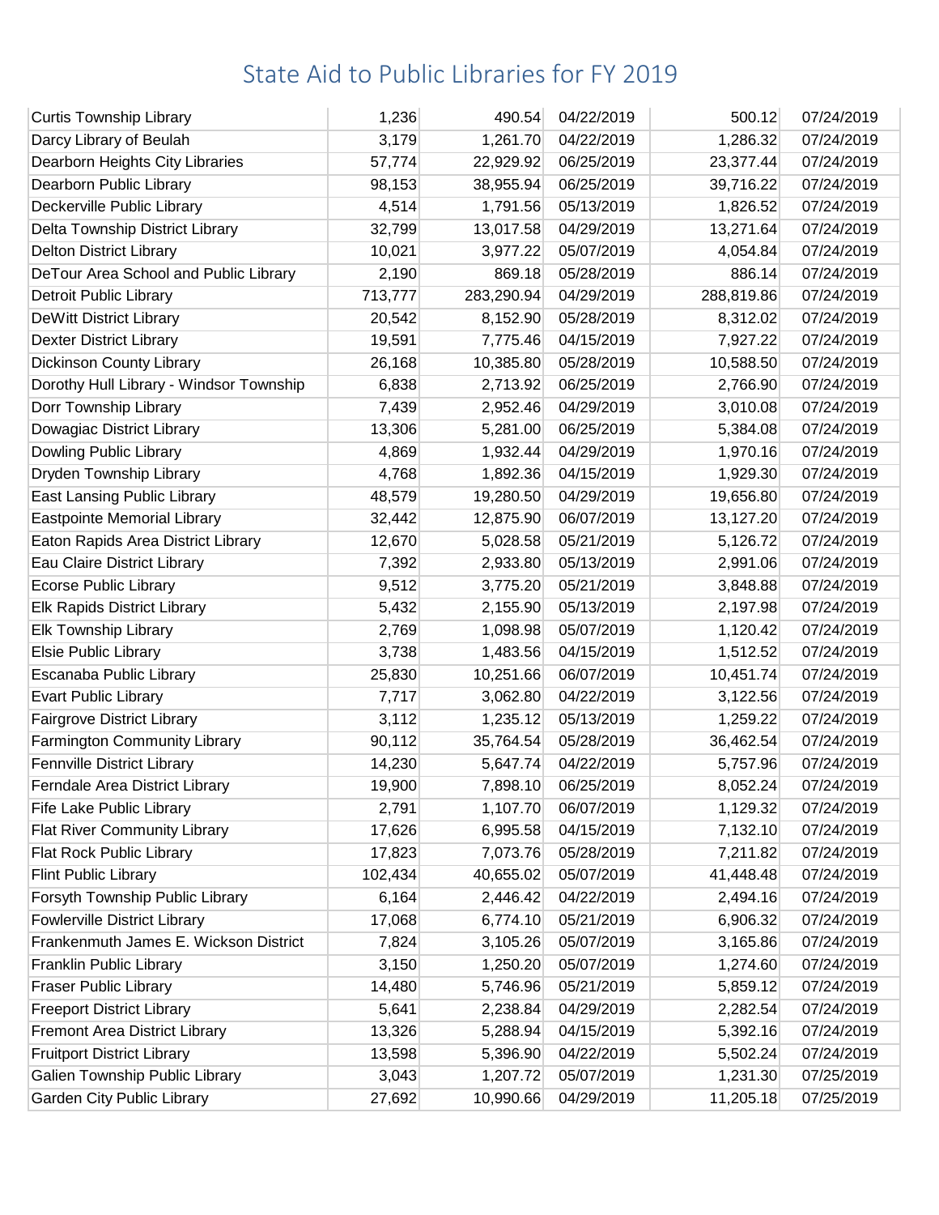# State Aid to Public Libraries for FY 2019

| | | | | | |
|---|---|---|---|---|---|
| Curtis Township Library | 1,236 | 490.54 | 04/22/2019 | 500.12 | 07/24/2019 |
| Darcy Library of Beulah | 3,179 | 1,261.70 | 04/22/2019 | 1,286.32 | 07/24/2019 |
| Dearborn Heights City Libraries | 57,774 | 22,929.92 | 06/25/2019 | 23,377.44 | 07/24/2019 |
| Dearborn Public Library | 98,153 | 38,955.94 | 06/25/2019 | 39,716.22 | 07/24/2019 |
| Deckerville Public Library | 4,514 | 1,791.56 | 05/13/2019 | 1,826.52 | 07/24/2019 |
| Delta Township District Library | 32,799 | 13,017.58 | 04/29/2019 | 13,271.64 | 07/24/2019 |
| Delton District Library | 10,021 | 3,977.22 | 05/07/2019 | 4,054.84 | 07/24/2019 |
| DeTour Area School and Public Library | 2,190 | 869.18 | 05/28/2019 | 886.14 | 07/24/2019 |
| Detroit Public Library | 713,777 | 283,290.94 | 04/29/2019 | 288,819.86 | 07/24/2019 |
| DeWitt District Library | 20,542 | 8,152.90 | 05/28/2019 | 8,312.02 | 07/24/2019 |
| Dexter District Library | 19,591 | 7,775.46 | 04/15/2019 | 7,927.22 | 07/24/2019 |
| Dickinson County Library | 26,168 | 10,385.80 | 05/28/2019 | 10,588.50 | 07/24/2019 |
| Dorothy Hull Library - Windsor Township | 6,838 | 2,713.92 | 06/25/2019 | 2,766.90 | 07/24/2019 |
| Dorr Township Library | 7,439 | 2,952.46 | 04/29/2019 | 3,010.08 | 07/24/2019 |
| Dowagiac District Library | 13,306 | 5,281.00 | 06/25/2019 | 5,384.08 | 07/24/2019 |
| Dowling Public Library | 4,869 | 1,932.44 | 04/29/2019 | 1,970.16 | 07/24/2019 |
| Dryden Township Library | 4,768 | 1,892.36 | 04/15/2019 | 1,929.30 | 07/24/2019 |
| East Lansing Public Library | 48,579 | 19,280.50 | 04/29/2019 | 19,656.80 | 07/24/2019 |
| Eastpointe Memorial Library | 32,442 | 12,875.90 | 06/07/2019 | 13,127.20 | 07/24/2019 |
| Eaton Rapids Area District Library | 12,670 | 5,028.58 | 05/21/2019 | 5,126.72 | 07/24/2019 |
| Eau Claire District Library | 7,392 | 2,933.80 | 05/13/2019 | 2,991.06 | 07/24/2019 |
| Ecorse Public Library | 9,512 | 3,775.20 | 05/21/2019 | 3,848.88 | 07/24/2019 |
| Elk Rapids District Library | 5,432 | 2,155.90 | 05/13/2019 | 2,197.98 | 07/24/2019 |
| Elk Township Library | 2,769 | 1,098.98 | 05/07/2019 | 1,120.42 | 07/24/2019 |
| Elsie Public Library | 3,738 | 1,483.56 | 04/15/2019 | 1,512.52 | 07/24/2019 |
| Escanaba Public Library | 25,830 | 10,251.66 | 06/07/2019 | 10,451.74 | 07/24/2019 |
| Evart Public Library | 7,717 | 3,062.80 | 04/22/2019 | 3,122.56 | 07/24/2019 |
| Fairgrove District Library | 3,112 | 1,235.12 | 05/13/2019 | 1,259.22 | 07/24/2019 |
| Farmington Community Library | 90,112 | 35,764.54 | 05/28/2019 | 36,462.54 | 07/24/2019 |
| Fennville District Library | 14,230 | 5,647.74 | 04/22/2019 | 5,757.96 | 07/24/2019 |
| Ferndale Area District Library | 19,900 | 7,898.10 | 06/25/2019 | 8,052.24 | 07/24/2019 |
| Fife Lake Public Library | 2,791 | 1,107.70 | 06/07/2019 | 1,129.32 | 07/24/2019 |
| Flat River Community Library | 17,626 | 6,995.58 | 04/15/2019 | 7,132.10 | 07/24/2019 |
| Flat Rock Public Library | 17,823 | 7,073.76 | 05/28/2019 | 7,211.82 | 07/24/2019 |
| Flint Public Library | 102,434 | 40,655.02 | 05/07/2019 | 41,448.48 | 07/24/2019 |
| Forsyth Township Public Library | 6,164 | 2,446.42 | 04/22/2019 | 2,494.16 | 07/24/2019 |
| Fowlerville District Library | 17,068 | 6,774.10 | 05/21/2019 | 6,906.32 | 07/24/2019 |
| Frankenmuth James E. Wickson District | 7,824 | 3,105.26 | 05/07/2019 | 3,165.86 | 07/24/2019 |
| Franklin Public Library | 3,150 | 1,250.20 | 05/07/2019 | 1,274.60 | 07/24/2019 |
| Fraser Public Library | 14,480 | 5,746.96 | 05/21/2019 | 5,859.12 | 07/24/2019 |
| Freeport District Library | 5,641 | 2,238.84 | 04/29/2019 | 2,282.54 | 07/24/2019 |
| Fremont Area District Library | 13,326 | 5,288.94 | 04/15/2019 | 5,392.16 | 07/24/2019 |
| Fruitport District Library | 13,598 | 5,396.90 | 04/22/2019 | 5,502.24 | 07/24/2019 |
| Galien Township Public Library | 3,043 | 1,207.72 | 05/07/2019 | 1,231.30 | 07/25/2019 |
| Garden City Public Library | 27,692 | 10,990.66 | 04/29/2019 | 11,205.18 | 07/25/2019 |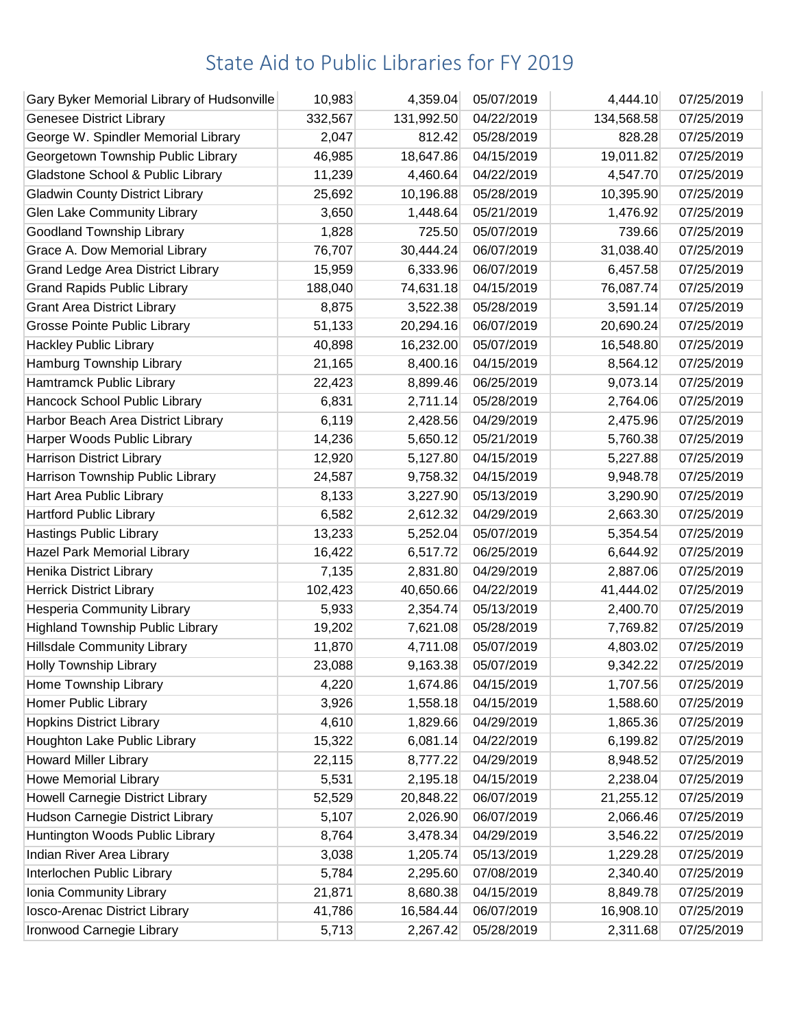# State Aid to Public Libraries for FY 2019

| | | | | | |
|---|---|---|---|---|---|
| Gary Byker Memorial Library of Hudsonville | 10,983 | 4,359.04 | 05/07/2019 | 4,444.10 | 07/25/2019 |
| Genesee District Library | 332,567 | 131,992.50 | 04/22/2019 | 134,568.58 | 07/25/2019 |
| George W. Spindler Memorial Library | 2,047 | 812.42 | 05/28/2019 | 828.28 | 07/25/2019 |
| Georgetown Township Public Library | 46,985 | 18,647.86 | 04/15/2019 | 19,011.82 | 07/25/2019 |
| Gladstone School & Public Library | 11,239 | 4,460.64 | 04/22/2019 | 4,547.70 | 07/25/2019 |
| Gladwin County District Library | 25,692 | 10,196.88 | 05/28/2019 | 10,395.90 | 07/25/2019 |
| Glen Lake Community Library | 3,650 | 1,448.64 | 05/21/2019 | 1,476.92 | 07/25/2019 |
| Goodland Township Library | 1,828 | 725.50 | 05/07/2019 | 739.66 | 07/25/2019 |
| Grace A. Dow Memorial Library | 76,707 | 30,444.24 | 06/07/2019 | 31,038.40 | 07/25/2019 |
| Grand Ledge Area District Library | 15,959 | 6,333.96 | 06/07/2019 | 6,457.58 | 07/25/2019 |
| Grand Rapids Public Library | 188,040 | 74,631.18 | 04/15/2019 | 76,087.74 | 07/25/2019 |
| Grant Area District Library | 8,875 | 3,522.38 | 05/28/2019 | 3,591.14 | 07/25/2019 |
| Grosse Pointe Public Library | 51,133 | 20,294.16 | 06/07/2019 | 20,690.24 | 07/25/2019 |
| Hackley Public Library | 40,898 | 16,232.00 | 05/07/2019 | 16,548.80 | 07/25/2019 |
| Hamburg Township Library | 21,165 | 8,400.16 | 04/15/2019 | 8,564.12 | 07/25/2019 |
| Hamtramck Public Library | 22,423 | 8,899.46 | 06/25/2019 | 9,073.14 | 07/25/2019 |
| Hancock School Public Library | 6,831 | 2,711.14 | 05/28/2019 | 2,764.06 | 07/25/2019 |
| Harbor Beach Area District Library | 6,119 | 2,428.56 | 04/29/2019 | 2,475.96 | 07/25/2019 |
| Harper Woods Public Library | 14,236 | 5,650.12 | 05/21/2019 | 5,760.38 | 07/25/2019 |
| Harrison District Library | 12,920 | 5,127.80 | 04/15/2019 | 5,227.88 | 07/25/2019 |
| Harrison Township Public Library | 24,587 | 9,758.32 | 04/15/2019 | 9,948.78 | 07/25/2019 |
| Hart Area Public Library | 8,133 | 3,227.90 | 05/13/2019 | 3,290.90 | 07/25/2019 |
| Hartford Public Library | 6,582 | 2,612.32 | 04/29/2019 | 2,663.30 | 07/25/2019 |
| Hastings Public Library | 13,233 | 5,252.04 | 05/07/2019 | 5,354.54 | 07/25/2019 |
| Hazel Park Memorial Library | 16,422 | 6,517.72 | 06/25/2019 | 6,644.92 | 07/25/2019 |
| Henika District Library | 7,135 | 2,831.80 | 04/29/2019 | 2,887.06 | 07/25/2019 |
| Herrick District Library | 102,423 | 40,650.66 | 04/22/2019 | 41,444.02 | 07/25/2019 |
| Hesperia Community Library | 5,933 | 2,354.74 | 05/13/2019 | 2,400.70 | 07/25/2019 |
| Highland Township Public Library | 19,202 | 7,621.08 | 05/28/2019 | 7,769.82 | 07/25/2019 |
| Hillsdale Community Library | 11,870 | 4,711.08 | 05/07/2019 | 4,803.02 | 07/25/2019 |
| Holly Township Library | 23,088 | 9,163.38 | 05/07/2019 | 9,342.22 | 07/25/2019 |
| Home Township Library | 4,220 | 1,674.86 | 04/15/2019 | 1,707.56 | 07/25/2019 |
| Homer Public Library | 3,926 | 1,558.18 | 04/15/2019 | 1,588.60 | 07/25/2019 |
| Hopkins District Library | 4,610 | 1,829.66 | 04/29/2019 | 1,865.36 | 07/25/2019 |
| Houghton Lake Public Library | 15,322 | 6,081.14 | 04/22/2019 | 6,199.82 | 07/25/2019 |
| Howard Miller Library | 22,115 | 8,777.22 | 04/29/2019 | 8,948.52 | 07/25/2019 |
| Howe Memorial Library | 5,531 | 2,195.18 | 04/15/2019 | 2,238.04 | 07/25/2019 |
| Howell Carnegie District Library | 52,529 | 20,848.22 | 06/07/2019 | 21,255.12 | 07/25/2019 |
| Hudson Carnegie District Library | 5,107 | 2,026.90 | 06/07/2019 | 2,066.46 | 07/25/2019 |
| Huntington Woods Public Library | 8,764 | 3,478.34 | 04/29/2019 | 3,546.22 | 07/25/2019 |
| Indian River Area Library | 3,038 | 1,205.74 | 05/13/2019 | 1,229.28 | 07/25/2019 |
| Interlochen Public Library | 5,784 | 2,295.60 | 07/08/2019 | 2,340.40 | 07/25/2019 |
| Ionia Community Library | 21,871 | 8,680.38 | 04/15/2019 | 8,849.78 | 07/25/2019 |
| Iosco-Arenac District Library | 41,786 | 16,584.44 | 06/07/2019 | 16,908.10 | 07/25/2019 |
| Ironwood Carnegie Library | 5,713 | 2,267.42 | 05/28/2019 | 2,311.68 | 07/25/2019 |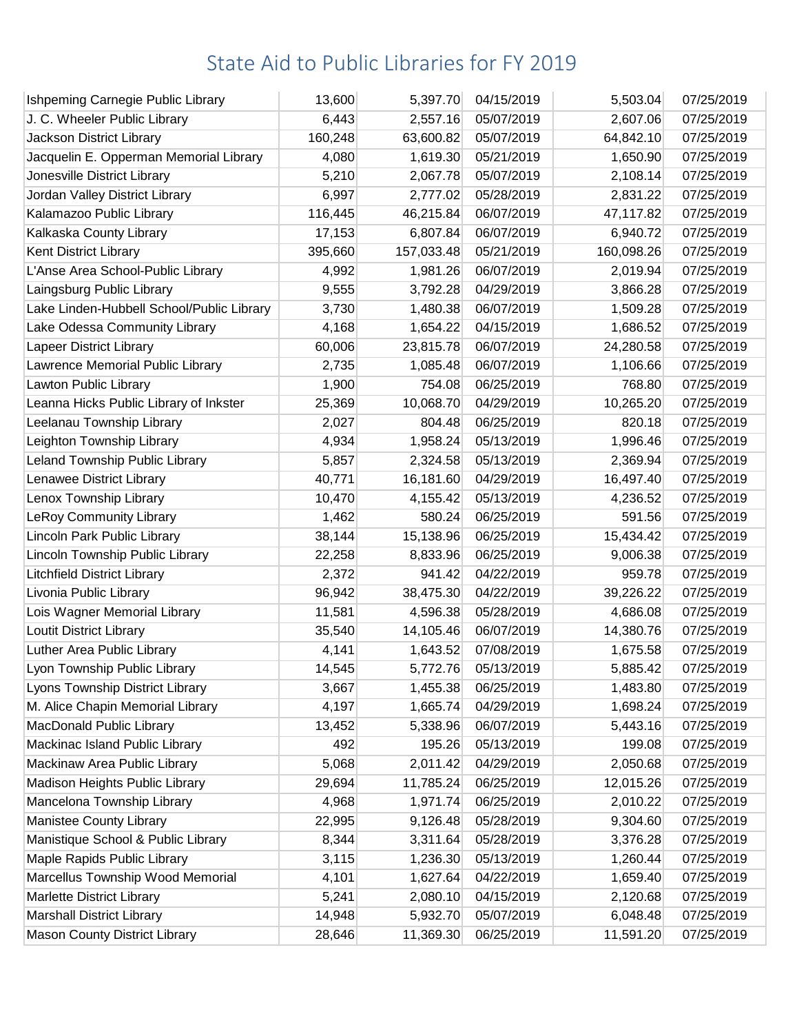# State Aid to Public Libraries for FY 2019

| | | | | | |
|---|---|---|---|---|---|
| Ishpeming Carnegie Public Library | 13,600 | 5,397.70 | 04/15/2019 | 5,503.04 | 07/25/2019 |
| J. C. Wheeler Public Library | 6,443 | 2,557.16 | 05/07/2019 | 2,607.06 | 07/25/2019 |
| Jackson District Library | 160,248 | 63,600.82 | 05/07/2019 | 64,842.10 | 07/25/2019 |
| Jacquelin E. Opperman Memorial Library | 4,080 | 1,619.30 | 05/21/2019 | 1,650.90 | 07/25/2019 |
| Jonesville District Library | 5,210 | 2,067.78 | 05/07/2019 | 2,108.14 | 07/25/2019 |
| Jordan Valley District Library | 6,997 | 2,777.02 | 05/28/2019 | 2,831.22 | 07/25/2019 |
| Kalamazoo Public Library | 116,445 | 46,215.84 | 06/07/2019 | 47,117.82 | 07/25/2019 |
| Kalkaska County Library | 17,153 | 6,807.84 | 06/07/2019 | 6,940.72 | 07/25/2019 |
| Kent District Library | 395,660 | 157,033.48 | 05/21/2019 | 160,098.26 | 07/25/2019 |
| L'Anse Area School-Public Library | 4,992 | 1,981.26 | 06/07/2019 | 2,019.94 | 07/25/2019 |
| Laingsburg Public Library | 9,555 | 3,792.28 | 04/29/2019 | 3,866.28 | 07/25/2019 |
| Lake Linden-Hubbell School/Public Library | 3,730 | 1,480.38 | 06/07/2019 | 1,509.28 | 07/25/2019 |
| Lake Odessa Community Library | 4,168 | 1,654.22 | 04/15/2019 | 1,686.52 | 07/25/2019 |
| Lapeer District Library | 60,006 | 23,815.78 | 06/07/2019 | 24,280.58 | 07/25/2019 |
| Lawrence Memorial Public Library | 2,735 | 1,085.48 | 06/07/2019 | 1,106.66 | 07/25/2019 |
| Lawton Public Library | 1,900 | 754.08 | 06/25/2019 | 768.80 | 07/25/2019 |
| Leanna Hicks Public Library of Inkster | 25,369 | 10,068.70 | 04/29/2019 | 10,265.20 | 07/25/2019 |
| Leelanau Township Library | 2,027 | 804.48 | 06/25/2019 | 820.18 | 07/25/2019 |
| Leighton Township Library | 4,934 | 1,958.24 | 05/13/2019 | 1,996.46 | 07/25/2019 |
| Leland Township Public Library | 5,857 | 2,324.58 | 05/13/2019 | 2,369.94 | 07/25/2019 |
| Lenawee District Library | 40,771 | 16,181.60 | 04/29/2019 | 16,497.40 | 07/25/2019 |
| Lenox Township Library | 10,470 | 4,155.42 | 05/13/2019 | 4,236.52 | 07/25/2019 |
| LeRoy Community Library | 1,462 | 580.24 | 06/25/2019 | 591.56 | 07/25/2019 |
| Lincoln Park Public Library | 38,144 | 15,138.96 | 06/25/2019 | 15,434.42 | 07/25/2019 |
| Lincoln Township Public Library | 22,258 | 8,833.96 | 06/25/2019 | 9,006.38 | 07/25/2019 |
| Litchfield District Library | 2,372 | 941.42 | 04/22/2019 | 959.78 | 07/25/2019 |
| Livonia Public Library | 96,942 | 38,475.30 | 04/22/2019 | 39,226.22 | 07/25/2019 |
| Lois Wagner Memorial Library | 11,581 | 4,596.38 | 05/28/2019 | 4,686.08 | 07/25/2019 |
| Loutit District Library | 35,540 | 14,105.46 | 06/07/2019 | 14,380.76 | 07/25/2019 |
| Luther Area Public Library | 4,141 | 1,643.52 | 07/08/2019 | 1,675.58 | 07/25/2019 |
| Lyon Township Public Library | 14,545 | 5,772.76 | 05/13/2019 | 5,885.42 | 07/25/2019 |
| Lyons Township District Library | 3,667 | 1,455.38 | 06/25/2019 | 1,483.80 | 07/25/2019 |
| M. Alice Chapin Memorial Library | 4,197 | 1,665.74 | 04/29/2019 | 1,698.24 | 07/25/2019 |
| MacDonald Public Library | 13,452 | 5,338.96 | 06/07/2019 | 5,443.16 | 07/25/2019 |
| Mackinac Island Public Library | 492 | 195.26 | 05/13/2019 | 199.08 | 07/25/2019 |
| Mackinaw Area Public Library | 5,068 | 2,011.42 | 04/29/2019 | 2,050.68 | 07/25/2019 |
| Madison Heights Public Library | 29,694 | 11,785.24 | 06/25/2019 | 12,015.26 | 07/25/2019 |
| Mancelona Township Library | 4,968 | 1,971.74 | 06/25/2019 | 2,010.22 | 07/25/2019 |
| Manistee County Library | 22,995 | 9,126.48 | 05/28/2019 | 9,304.60 | 07/25/2019 |
| Manistique School & Public Library | 8,344 | 3,311.64 | 05/28/2019 | 3,376.28 | 07/25/2019 |
| Maple Rapids Public Library | 3,115 | 1,236.30 | 05/13/2019 | 1,260.44 | 07/25/2019 |
| Marcellus Township Wood Memorial | 4,101 | 1,627.64 | 04/22/2019 | 1,659.40 | 07/25/2019 |
| Marlette District Library | 5,241 | 2,080.10 | 04/15/2019 | 2,120.68 | 07/25/2019 |
| Marshall District Library | 14,948 | 5,932.70 | 05/07/2019 | 6,048.48 | 07/25/2019 |
| Mason County District Library | 28,646 | 11,369.30 | 06/25/2019 | 11,591.20 | 07/25/2019 |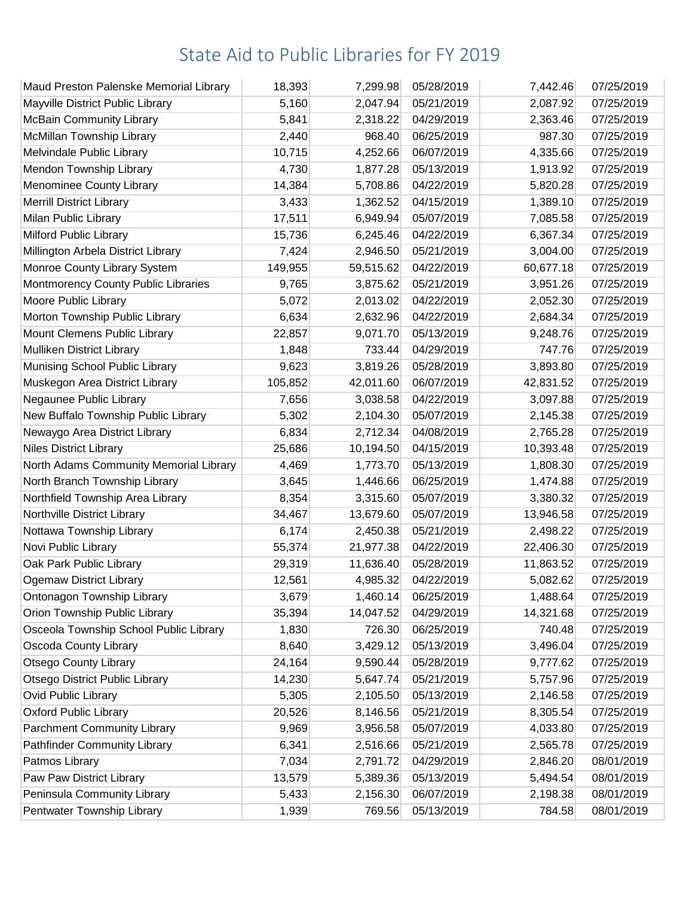# State Aid to Public Libraries for FY 2019

| | | | | | |
|---|---|---|---|---|---|
| Maud Preston Palenske Memorial Library | 18,393 | 7,299.98 | 05/28/2019 | 7,442.46 | 07/25/2019 |
| Mayville District Public Library | 5,160 | 2,047.94 | 05/21/2019 | 2,087.92 | 07/25/2019 |
| McBain Community Library | 5,841 | 2,318.22 | 04/29/2019 | 2,363.46 | 07/25/2019 |
| McMillan Township Library | 2,440 | 968.40 | 06/25/2019 | 987.30 | 07/25/2019 |
| Melvindale Public Library | 10,715 | 4,252.66 | 06/07/2019 | 4,335.66 | 07/25/2019 |
| Mendon Township Library | 4,730 | 1,877.28 | 05/13/2019 | 1,913.92 | 07/25/2019 |
| Menominee County Library | 14,384 | 5,708.86 | 04/22/2019 | 5,820.28 | 07/25/2019 |
| Merrill District Library | 3,433 | 1,362.52 | 04/15/2019 | 1,389.10 | 07/25/2019 |
| Milan Public Library | 17,511 | 6,949.94 | 05/07/2019 | 7,085.58 | 07/25/2019 |
| Milford Public Library | 15,736 | 6,245.46 | 04/22/2019 | 6,367.34 | 07/25/2019 |
| Millington Arbela District Library | 7,424 | 2,946.50 | 05/21/2019 | 3,004.00 | 07/25/2019 |
| Monroe County Library System | 149,955 | 59,515.62 | 04/22/2019 | 60,677.18 | 07/25/2019 |
| Montmorency County Public Libraries | 9,765 | 3,875.62 | 05/21/2019 | 3,951.26 | 07/25/2019 |
| Moore Public Library | 5,072 | 2,013.02 | 04/22/2019 | 2,052.30 | 07/25/2019 |
| Morton Township Public Library | 6,634 | 2,632.96 | 04/22/2019 | 2,684.34 | 07/25/2019 |
| Mount Clemens Public Library | 22,857 | 9,071.70 | 05/13/2019 | 9,248.76 | 07/25/2019 |
| Mulliken District Library | 1,848 | 733.44 | 04/29/2019 | 747.76 | 07/25/2019 |
| Munising School Public Library | 9,623 | 3,819.26 | 05/28/2019 | 3,893.80 | 07/25/2019 |
| Muskegon Area District Library | 105,852 | 42,011.60 | 06/07/2019 | 42,831.52 | 07/25/2019 |
| Negaunee Public Library | 7,656 | 3,038.58 | 04/22/2019 | 3,097.88 | 07/25/2019 |
| New Buffalo Township Public Library | 5,302 | 2,104.30 | 05/07/2019 | 2,145.38 | 07/25/2019 |
| Newaygo Area District Library | 6,834 | 2,712.34 | 04/08/2019 | 2,765.28 | 07/25/2019 |
| Niles District Library | 25,686 | 10,194.50 | 04/15/2019 | 10,393.48 | 07/25/2019 |
| North Adams Community Memorial Library | 4,469 | 1,773.70 | 05/13/2019 | 1,808.30 | 07/25/2019 |
| North Branch Township Library | 3,645 | 1,446.66 | 06/25/2019 | 1,474.88 | 07/25/2019 |
| Northfield Township Area Library | 8,354 | 3,315.60 | 05/07/2019 | 3,380.32 | 07/25/2019 |
| Northville District Library | 34,467 | 13,679.60 | 05/07/2019 | 13,946.58 | 07/25/2019 |
| Nottawa Township Library | 6,174 | 2,450.38 | 05/21/2019 | 2,498.22 | 07/25/2019 |
| Novi Public Library | 55,374 | 21,977.38 | 04/22/2019 | 22,406.30 | 07/25/2019 |
| Oak Park Public Library | 29,319 | 11,636.40 | 05/28/2019 | 11,863.52 | 07/25/2019 |
| Ogemaw District Library | 12,561 | 4,985.32 | 04/22/2019 | 5,082.62 | 07/25/2019 |
| Ontonagon Township Library | 3,679 | 1,460.14 | 06/25/2019 | 1,488.64 | 07/25/2019 |
| Orion Township Public Library | 35,394 | 14,047.52 | 04/29/2019 | 14,321.68 | 07/25/2019 |
| Osceola Township School Public Library | 1,830 | 726.30 | 06/25/2019 | 740.48 | 07/25/2019 |
| Oscoda County Library | 8,640 | 3,429.12 | 05/13/2019 | 3,496.04 | 07/25/2019 |
| Otsego County Library | 24,164 | 9,590.44 | 05/28/2019 | 9,777.62 | 07/25/2019 |
| Otsego District Public Library | 14,230 | 5,647.74 | 05/21/2019 | 5,757.96 | 07/25/2019 |
| Ovid Public Library | 5,305 | 2,105.50 | 05/13/2019 | 2,146.58 | 07/25/2019 |
| Oxford Public Library | 20,526 | 8,146.56 | 05/21/2019 | 8,305.54 | 07/25/2019 |
| Parchment Community Library | 9,969 | 3,956.58 | 05/07/2019 | 4,033.80 | 07/25/2019 |
| Pathfinder Community Library | 6,341 | 2,516.66 | 05/21/2019 | 2,565.78 | 07/25/2019 |
| Patmos Library | 7,034 | 2,791.72 | 04/29/2019 | 2,846.20 | 08/01/2019 |
| Paw Paw District Library | 13,579 | 5,389.36 | 05/13/2019 | 5,494.54 | 08/01/2019 |
| Peninsula Community Library | 5,433 | 2,156.30 | 06/07/2019 | 2,198.38 | 08/01/2019 |
| Pentwater Township Library | 1,939 | 769.56 | 05/13/2019 | 784.58 | 08/01/2019 |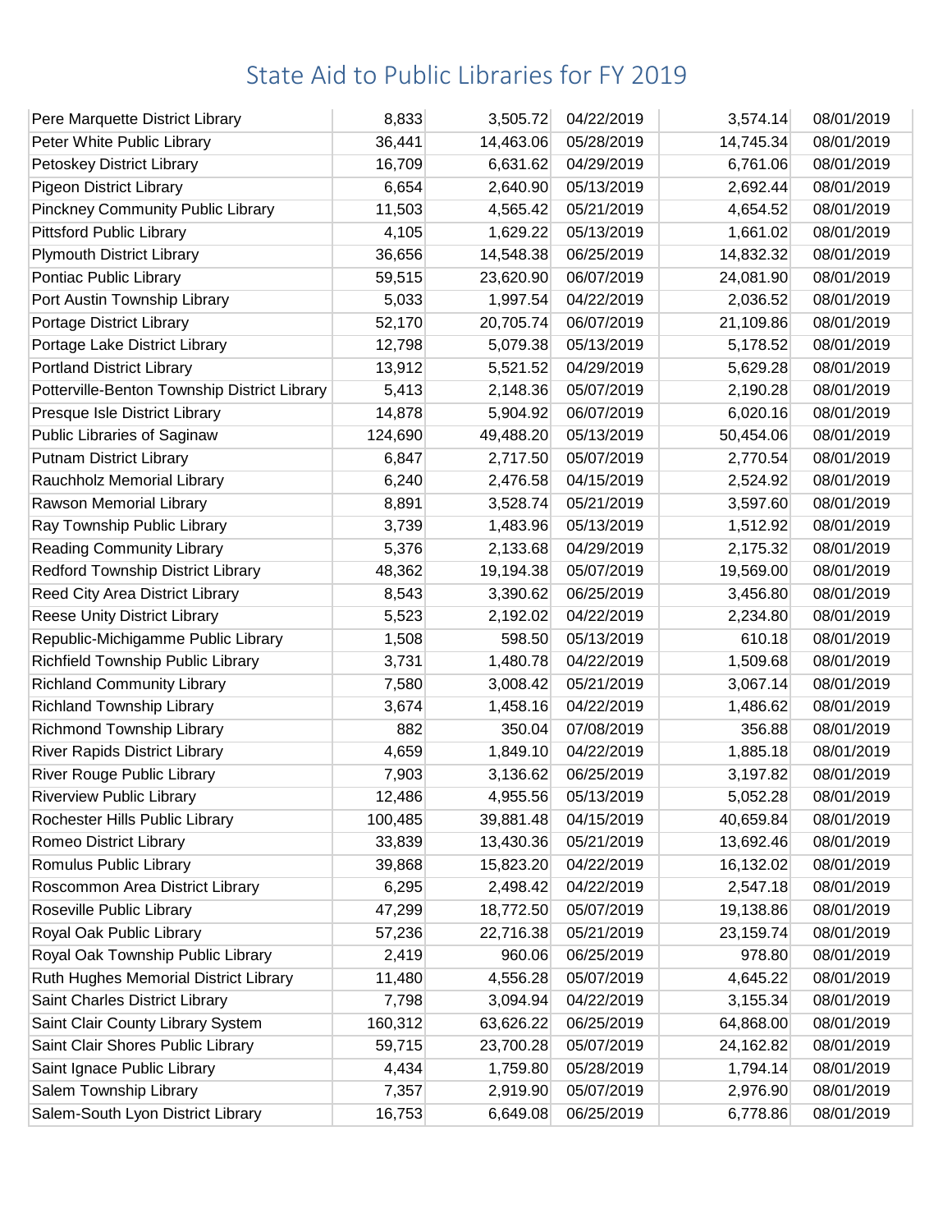# State Aid to Public Libraries for FY 2019

| | | | | | |
|---|---|---|---|---|---|
| Pere Marquette District Library | 8,833 | 3,505.72 | 04/22/2019 | 3,574.14 | 08/01/2019 |
| Peter White Public Library | 36,441 | 14,463.06 | 05/28/2019 | 14,745.34 | 08/01/2019 |
| Petoskey District Library | 16,709 | 6,631.62 | 04/29/2019 | 6,761.06 | 08/01/2019 |
| Pigeon District Library | 6,654 | 2,640.90 | 05/13/2019 | 2,692.44 | 08/01/2019 |
| Pinckney Community Public Library | 11,503 | 4,565.42 | 05/21/2019 | 4,654.52 | 08/01/2019 |
| Pittsford Public Library | 4,105 | 1,629.22 | 05/13/2019 | 1,661.02 | 08/01/2019 |
| Plymouth District Library | 36,656 | 14,548.38 | 06/25/2019 | 14,832.32 | 08/01/2019 |
| Pontiac Public Library | 59,515 | 23,620.90 | 06/07/2019 | 24,081.90 | 08/01/2019 |
| Port Austin Township Library | 5,033 | 1,997.54 | 04/22/2019 | 2,036.52 | 08/01/2019 |
| Portage District Library | 52,170 | 20,705.74 | 06/07/2019 | 21,109.86 | 08/01/2019 |
| Portage Lake District Library | 12,798 | 5,079.38 | 05/13/2019 | 5,178.52 | 08/01/2019 |
| Portland District Library | 13,912 | 5,521.52 | 04/29/2019 | 5,629.28 | 08/01/2019 |
| Potterville-Benton Township District Library | 5,413 | 2,148.36 | 05/07/2019 | 2,190.28 | 08/01/2019 |
| Presque Isle District Library | 14,878 | 5,904.92 | 06/07/2019 | 6,020.16 | 08/01/2019 |
| Public Libraries of Saginaw | 124,690 | 49,488.20 | 05/13/2019 | 50,454.06 | 08/01/2019 |
| Putnam District Library | 6,847 | 2,717.50 | 05/07/2019 | 2,770.54 | 08/01/2019 |
| Rauchholz Memorial Library | 6,240 | 2,476.58 | 04/15/2019 | 2,524.92 | 08/01/2019 |
| Rawson Memorial Library | 8,891 | 3,528.74 | 05/21/2019 | 3,597.60 | 08/01/2019 |
| Ray Township Public Library | 3,739 | 1,483.96 | 05/13/2019 | 1,512.92 | 08/01/2019 |
| Reading Community Library | 5,376 | 2,133.68 | 04/29/2019 | 2,175.32 | 08/01/2019 |
| Redford Township District Library | 48,362 | 19,194.38 | 05/07/2019 | 19,569.00 | 08/01/2019 |
| Reed City Area District Library | 8,543 | 3,390.62 | 06/25/2019 | 3,456.80 | 08/01/2019 |
| Reese Unity District Library | 5,523 | 2,192.02 | 04/22/2019 | 2,234.80 | 08/01/2019 |
| Republic-Michigamme Public Library | 1,508 | 598.50 | 05/13/2019 | 610.18 | 08/01/2019 |
| Richfield Township Public Library | 3,731 | 1,480.78 | 04/22/2019 | 1,509.68 | 08/01/2019 |
| Richland Community Library | 7,580 | 3,008.42 | 05/21/2019 | 3,067.14 | 08/01/2019 |
| Richland Township Library | 3,674 | 1,458.16 | 04/22/2019 | 1,486.62 | 08/01/2019 |
| Richmond Township Library | 882 | 350.04 | 07/08/2019 | 356.88 | 08/01/2019 |
| River Rapids District Library | 4,659 | 1,849.10 | 04/22/2019 | 1,885.18 | 08/01/2019 |
| River Rouge Public Library | 7,903 | 3,136.62 | 06/25/2019 | 3,197.82 | 08/01/2019 |
| Riverview Public Library | 12,486 | 4,955.56 | 05/13/2019 | 5,052.28 | 08/01/2019 |
| Rochester Hills Public Library | 100,485 | 39,881.48 | 04/15/2019 | 40,659.84 | 08/01/2019 |
| Romeo District Library | 33,839 | 13,430.36 | 05/21/2019 | 13,692.46 | 08/01/2019 |
| Romulus Public Library | 39,868 | 15,823.20 | 04/22/2019 | 16,132.02 | 08/01/2019 |
| Roscommon Area District Library | 6,295 | 2,498.42 | 04/22/2019 | 2,547.18 | 08/01/2019 |
| Roseville Public Library | 47,299 | 18,772.50 | 05/07/2019 | 19,138.86 | 08/01/2019 |
| Royal Oak Public Library | 57,236 | 22,716.38 | 05/21/2019 | 23,159.74 | 08/01/2019 |
| Royal Oak Township Public Library | 2,419 | 960.06 | 06/25/2019 | 978.80 | 08/01/2019 |
| Ruth Hughes Memorial District Library | 11,480 | 4,556.28 | 05/07/2019 | 4,645.22 | 08/01/2019 |
| Saint Charles District Library | 7,798 | 3,094.94 | 04/22/2019 | 3,155.34 | 08/01/2019 |
| Saint Clair County Library System | 160,312 | 63,626.22 | 06/25/2019 | 64,868.00 | 08/01/2019 |
| Saint Clair Shores Public Library | 59,715 | 23,700.28 | 05/07/2019 | 24,162.82 | 08/01/2019 |
| Saint Ignace Public Library | 4,434 | 1,759.80 | 05/28/2019 | 1,794.14 | 08/01/2019 |
| Salem Township Library | 7,357 | 2,919.90 | 05/07/2019 | 2,976.90 | 08/01/2019 |
| Salem-South Lyon District Library | 16,753 | 6,649.08 | 06/25/2019 | 6,778.86 | 08/01/2019 |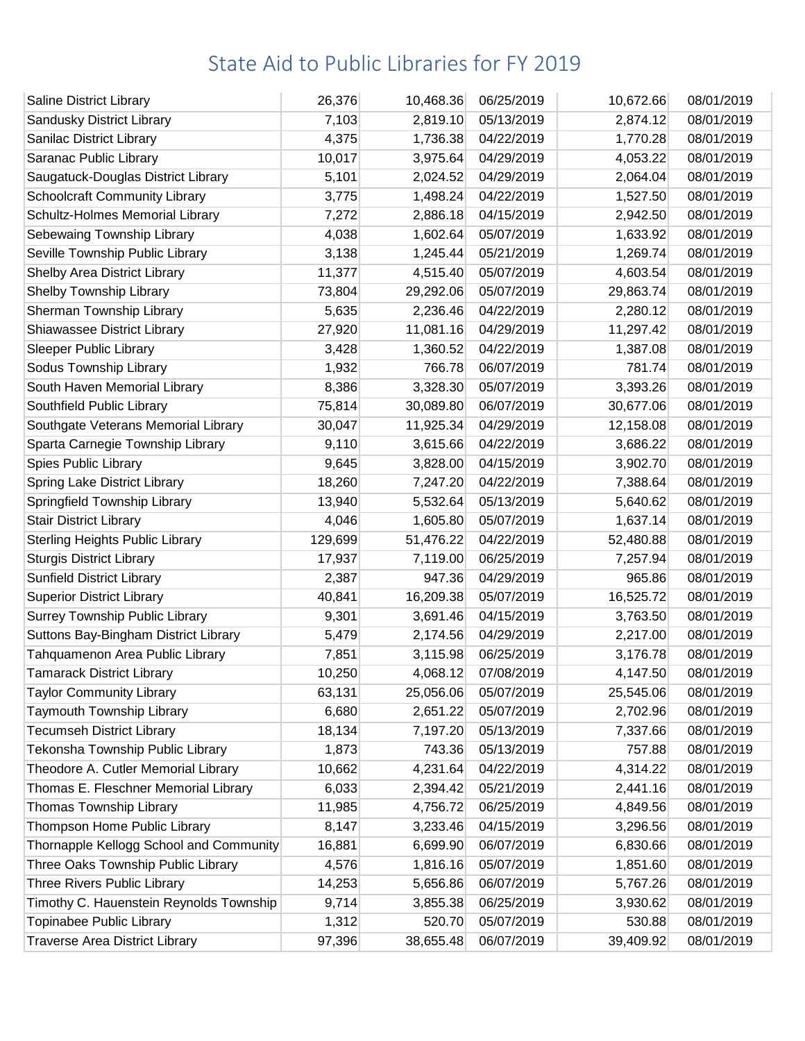# State Aid to Public Libraries for FY 2019

| | | | | | |
|---|---|---|---|---|---|
| Saline District Library | 26,376 | 10,468.36 | 06/25/2019 | 10,672.66 | 08/01/2019 |
| Sandusky District Library | 7,103 | 2,819.10 | 05/13/2019 | 2,874.12 | 08/01/2019 |
| Sanilac District Library | 4,375 | 1,736.38 | 04/22/2019 | 1,770.28 | 08/01/2019 |
| Saranac Public Library | 10,017 | 3,975.64 | 04/29/2019 | 4,053.22 | 08/01/2019 |
| Saugatuck-Douglas District Library | 5,101 | 2,024.52 | 04/29/2019 | 2,064.04 | 08/01/2019 |
| Schoolcraft Community Library | 3,775 | 1,498.24 | 04/22/2019 | 1,527.50 | 08/01/2019 |
| Schultz-Holmes Memorial Library | 7,272 | 2,886.18 | 04/15/2019 | 2,942.50 | 08/01/2019 |
| Sebewaing Township Library | 4,038 | 1,602.64 | 05/07/2019 | 1,633.92 | 08/01/2019 |
| Seville Township Public Library | 3,138 | 1,245.44 | 05/21/2019 | 1,269.74 | 08/01/2019 |
| Shelby Area District Library | 11,377 | 4,515.40 | 05/07/2019 | 4,603.54 | 08/01/2019 |
| Shelby Township Library | 73,804 | 29,292.06 | 05/07/2019 | 29,863.74 | 08/01/2019 |
| Sherman Township Library | 5,635 | 2,236.46 | 04/22/2019 | 2,280.12 | 08/01/2019 |
| Shiawassee District Library | 27,920 | 11,081.16 | 04/29/2019 | 11,297.42 | 08/01/2019 |
| Sleeper Public Library | 3,428 | 1,360.52 | 04/22/2019 | 1,387.08 | 08/01/2019 |
| Sodus Township Library | 1,932 | 766.78 | 06/07/2019 | 781.74 | 08/01/2019 |
| South Haven Memorial Library | 8,386 | 3,328.30 | 05/07/2019 | 3,393.26 | 08/01/2019 |
| Southfield Public Library | 75,814 | 30,089.80 | 06/07/2019 | 30,677.06 | 08/01/2019 |
| Southgate Veterans Memorial Library | 30,047 | 11,925.34 | 04/29/2019 | 12,158.08 | 08/01/2019 |
| Sparta Carnegie Township Library | 9,110 | 3,615.66 | 04/22/2019 | 3,686.22 | 08/01/2019 |
| Spies Public Library | 9,645 | 3,828.00 | 04/15/2019 | 3,902.70 | 08/01/2019 |
| Spring Lake District Library | 18,260 | 7,247.20 | 04/22/2019 | 7,388.64 | 08/01/2019 |
| Springfield Township Library | 13,940 | 5,532.64 | 05/13/2019 | 5,640.62 | 08/01/2019 |
| Stair District Library | 4,046 | 1,605.80 | 05/07/2019 | 1,637.14 | 08/01/2019 |
| Sterling Heights Public Library | 129,699 | 51,476.22 | 04/22/2019 | 52,480.88 | 08/01/2019 |
| Sturgis District Library | 17,937 | 7,119.00 | 06/25/2019 | 7,257.94 | 08/01/2019 |
| Sunfield District Library | 2,387 | 947.36 | 04/29/2019 | 965.86 | 08/01/2019 |
| Superior District Library | 40,841 | 16,209.38 | 05/07/2019 | 16,525.72 | 08/01/2019 |
| Surrey Township Public Library | 9,301 | 3,691.46 | 04/15/2019 | 3,763.50 | 08/01/2019 |
| Suttons Bay-Bingham District Library | 5,479 | 2,174.56 | 04/29/2019 | 2,217.00 | 08/01/2019 |
| Tahquamenon Area Public Library | 7,851 | 3,115.98 | 06/25/2019 | 3,176.78 | 08/01/2019 |
| Tamarack District Library | 10,250 | 4,068.12 | 07/08/2019 | 4,147.50 | 08/01/2019 |
| Taylor Community Library | 63,131 | 25,056.06 | 05/07/2019 | 25,545.06 | 08/01/2019 |
| Taymouth Township Library | 6,680 | 2,651.22 | 05/07/2019 | 2,702.96 | 08/01/2019 |
| Tecumseh District Library | 18,134 | 7,197.20 | 05/13/2019 | 7,337.66 | 08/01/2019 |
| Tekonsha Township Public Library | 1,873 | 743.36 | 05/13/2019 | 757.88 | 08/01/2019 |
| Theodore A. Cutler Memorial Library | 10,662 | 4,231.64 | 04/22/2019 | 4,314.22 | 08/01/2019 |
| Thomas E. Fleschner Memorial Library | 6,033 | 2,394.42 | 05/21/2019 | 2,441.16 | 08/01/2019 |
| Thomas Township Library | 11,985 | 4,756.72 | 06/25/2019 | 4,849.56 | 08/01/2019 |
| Thompson Home Public Library | 8,147 | 3,233.46 | 04/15/2019 | 3,296.56 | 08/01/2019 |
| Thornapple Kellogg School and Community | 16,881 | 6,699.90 | 06/07/2019 | 6,830.66 | 08/01/2019 |
| Three Oaks Township Public Library | 4,576 | 1,816.16 | 05/07/2019 | 1,851.60 | 08/01/2019 |
| Three Rivers Public Library | 14,253 | 5,656.86 | 06/07/2019 | 5,767.26 | 08/01/2019 |
| Timothy C. Hauenstein Reynolds Township | 9,714 | 3,855.38 | 06/25/2019 | 3,930.62 | 08/01/2019 |
| Topinabee Public Library | 1,312 | 520.70 | 05/07/2019 | 530.88 | 08/01/2019 |
| Traverse Area District Library | 97,396 | 38,655.48 | 06/07/2019 | 39,409.92 | 08/01/2019 |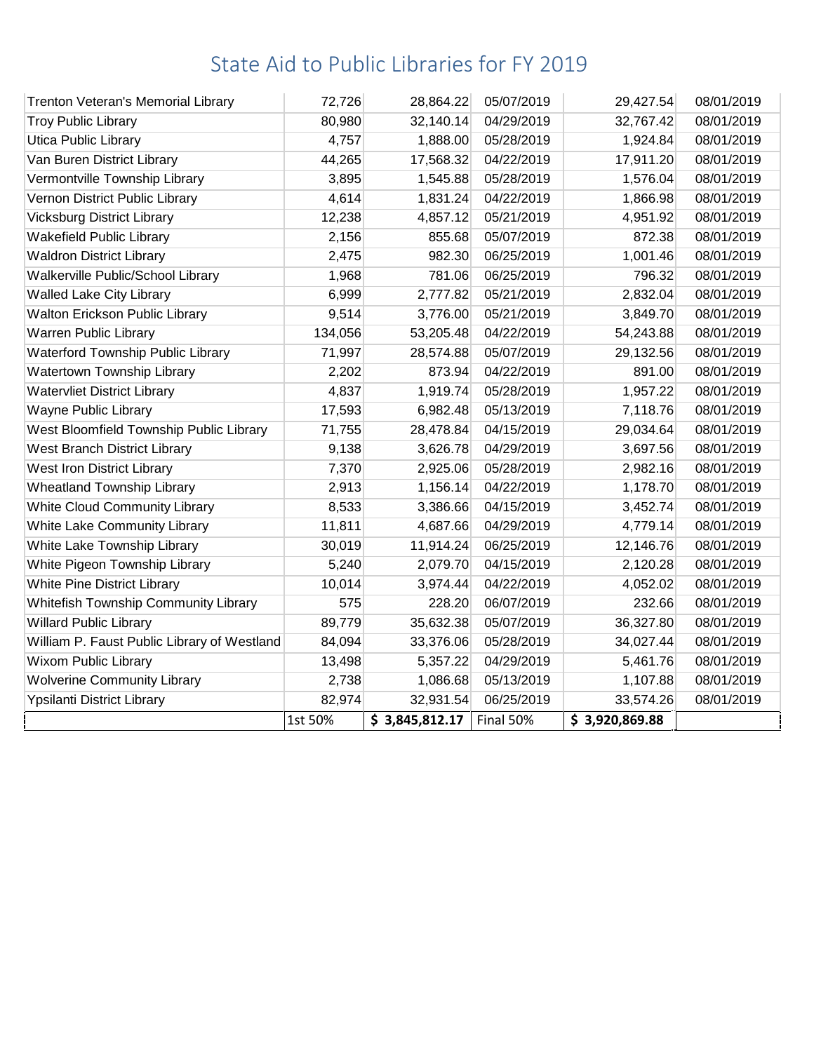# State Aid to Public Libraries for FY 2019

| | | | | | |
|---|---|---|---|---|---|
| Trenton Veteran's Memorial Library | 72,726 | 28,864.22 | 05/07/2019 | 29,427.54 | 08/01/2019 |
| Troy Public Library | 80,980 | 32,140.14 | 04/29/2019 | 32,767.42 | 08/01/2019 |
| Utica Public Library | 4,757 | 1,888.00 | 05/28/2019 | 1,924.84 | 08/01/2019 |
| Van Buren District Library | 44,265 | 17,568.32 | 04/22/2019 | 17,911.20 | 08/01/2019 |
| Vermontville Township Library | 3,895 | 1,545.88 | 05/28/2019 | 1,576.04 | 08/01/2019 |
| Vernon District Public Library | 4,614 | 1,831.24 | 04/22/2019 | 1,866.98 | 08/01/2019 |
| Vicksburg District Library | 12,238 | 4,857.12 | 05/21/2019 | 4,951.92 | 08/01/2019 |
| Wakefield Public Library | 2,156 | 855.68 | 05/07/2019 | 872.38 | 08/01/2019 |
| Waldron District Library | 2,475 | 982.30 | 06/25/2019 | 1,001.46 | 08/01/2019 |
| Walkerville Public/School Library | 1,968 | 781.06 | 06/25/2019 | 796.32 | 08/01/2019 |
| Walled Lake City Library | 6,999 | 2,777.82 | 05/21/2019 | 2,832.04 | 08/01/2019 |
| Walton Erickson Public Library | 9,514 | 3,776.00 | 05/21/2019 | 3,849.70 | 08/01/2019 |
| Warren Public Library | 134,056 | 53,205.48 | 04/22/2019 | 54,243.88 | 08/01/2019 |
| Waterford Township Public Library | 71,997 | 28,574.88 | 05/07/2019 | 29,132.56 | 08/01/2019 |
| Watertown Township Library | 2,202 | 873.94 | 04/22/2019 | 891.00 | 08/01/2019 |
| Watervliet District Library | 4,837 | 1,919.74 | 05/28/2019 | 1,957.22 | 08/01/2019 |
| Wayne Public Library | 17,593 | 6,982.48 | 05/13/2019 | 7,118.76 | 08/01/2019 |
| West Bloomfield Township Public Library | 71,755 | 28,478.84 | 04/15/2019 | 29,034.64 | 08/01/2019 |
| West Branch District Library | 9,138 | 3,626.78 | 04/29/2019 | 3,697.56 | 08/01/2019 |
| West Iron District Library | 7,370 | 2,925.06 | 05/28/2019 | 2,982.16 | 08/01/2019 |
| Wheatland Township Library | 2,913 | 1,156.14 | 04/22/2019 | 1,178.70 | 08/01/2019 |
| White Cloud Community Library | 8,533 | 3,386.66 | 04/15/2019 | 3,452.74 | 08/01/2019 |
| White Lake Community Library | 11,811 | 4,687.66 | 04/29/2019 | 4,779.14 | 08/01/2019 |
| White Lake Township Library | 30,019 | 11,914.24 | 06/25/2019 | 12,146.76 | 08/01/2019 |
| White Pigeon Township Library | 5,240 | 2,079.70 | 04/15/2019 | 2,120.28 | 08/01/2019 |
| White Pine District Library | 10,014 | 3,974.44 | 04/22/2019 | 4,052.02 | 08/01/2019 |
| Whitefish Township Community Library | 575 | 228.20 | 06/07/2019 | 232.66 | 08/01/2019 |
| Willard Public Library | 89,779 | 35,632.38 | 05/07/2019 | 36,327.80 | 08/01/2019 |
| William P. Faust Public Library of Westland | 84,094 | 33,376.06 | 05/28/2019 | 34,027.44 | 08/01/2019 |
| Wixom Public Library | 13,498 | 5,357.22 | 04/29/2019 | 5,461.76 | 08/01/2019 |
| Wolverine Community Library | 2,738 | 1,086.68 | 05/13/2019 | 1,107.88 | 08/01/2019 |
| Ypsilanti District Library | 82,974 | 32,931.54 | 06/25/2019 | 33,574.26 | 08/01/2019 |
| | 1st 50% | **$ 3,845,812.17** | Final 50% | **$ 3,920,869.88** | |